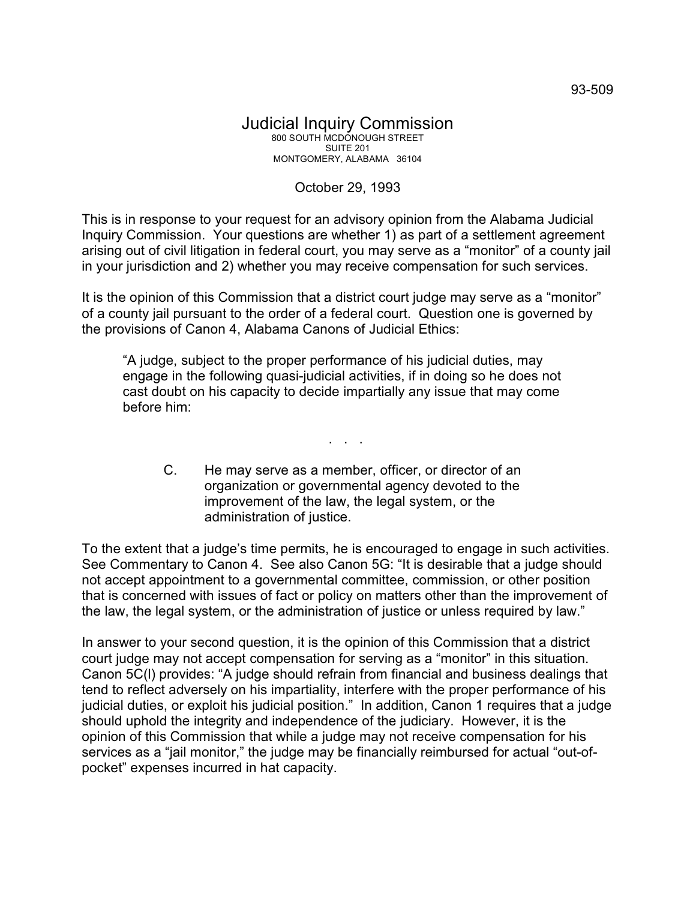93-509

# Judicial Inquiry Commission

800 SOUTH MCDONOUGH STREET
SUITE 201
MONTGOMERY, ALABAMA 36104

October 29, 1993

This is in response to your request for an advisory opinion from the Alabama Judicial Inquiry Commission. Your questions are whether 1) as part of a settlement agreement arising out of civil litigation in federal court, you may serve as a "monitor" of a county jail in your jurisdiction and 2) whether you may receive compensation for such services.

It is the opinion of this Commission that a district court judge may serve as a "monitor" of a county jail pursuant to the order of a federal court. Question one is governed by the provisions of Canon 4, Alabama Canons of Judicial Ethics:

> "A judge, subject to the proper performance of his judicial duties, may engage in the following quasi-judicial activities, if in doing so he does not cast doubt on his capacity to decide impartially any issue that may come before him:
>
> . . .
>
> C. He may serve as a member, officer, or director of an organization or governmental agency devoted to the improvement of the law, the legal system, or the administration of justice.

To the extent that a judge's time permits, he is encouraged to engage in such activities. See Commentary to Canon 4. See also Canon 5G: "It is desirable that a judge should not accept appointment to a governmental committee, commission, or other position that is concerned with issues of fact or policy on matters other than the improvement of the law, the legal system, or the administration of justice or unless required by law."

In answer to your second question, it is the opinion of this Commission that a district court judge may not accept compensation for serving as a "monitor" in this situation. Canon 5C(l) provides: "A judge should refrain from financial and business dealings that tend to reflect adversely on his impartiality, interfere with the proper performance of his judicial duties, or exploit his judicial position." In addition, Canon 1 requires that a judge should uphold the integrity and independence of the judiciary. However, it is the opinion of this Commission that while a judge may not receive compensation for his services as a "jail monitor," the judge may be financially reimbursed for actual "out-of-pocket" expenses incurred in hat capacity.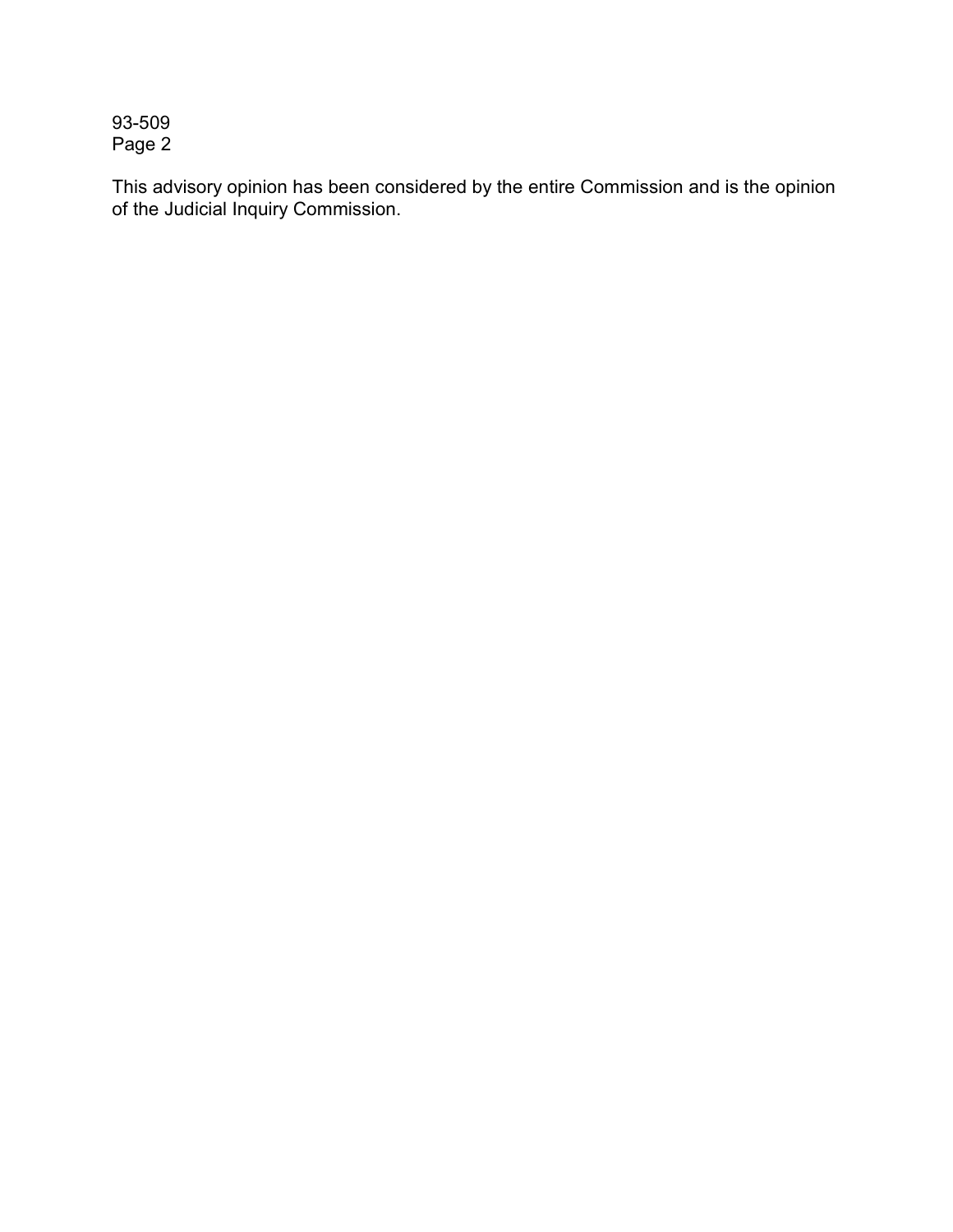This advisory opinion has been considered by the entire Commission and is the opinion of the Judicial Inquiry Commission.